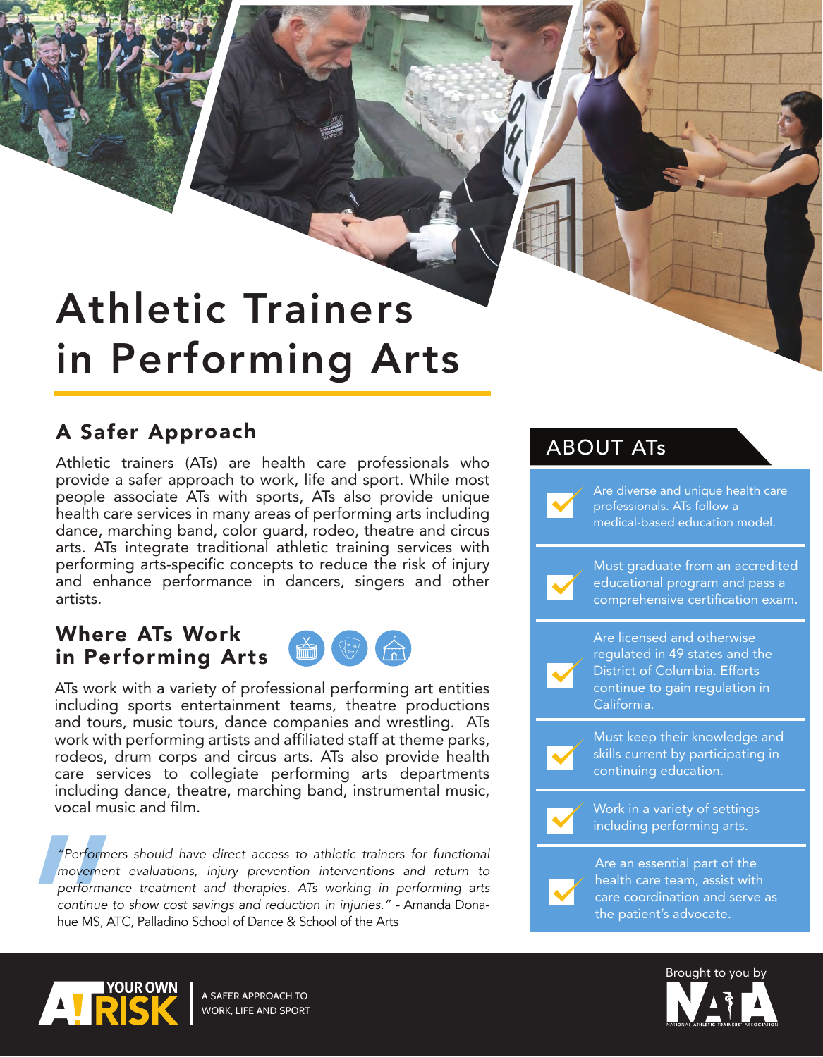# Athletic Trainers in Performing Arts

## A Safer Approach

Athletic trainers (ATs) are health care professionals who provide a safer approach to work, life and sport. While most people associate ATs with sports, ATs also provide unique health care services in many areas of performing arts including dance, marching band, color guard, rodeo, theatre and circus arts. ATs integrate traditional athletic training services with performing arts-specific concepts to reduce the risk of injury and enhance performance in dancers, singers and other artists.

## Where ATs Work in Performing Arts

ATs work with a variety of professional performing art entities including sports entertainment teams, theatre productions and tours, music tours, dance companies and wrestling. ATs work with performing artists and affiliated staff at theme parks, rodeos, drum corps and circus arts. ATs also provide health care services to collegiate performing arts departments including dance, theatre, marching band, instrumental music, vocal music and film.

*"Performers should have direct access to athletic trainers for functional movement evaluations, injury prevention interventions and return to performance treatment and therapies. ATs working in performing arts continue to show cost savings and reduction in injuries."* - Amanda Donahue MS, ATC, Palladino School of Dance & School of the Arts

## ABOUT ATs

- Are diverse and unique health care professionals. ATs follow a medical-based education model.
- Must graduate from an accredited educational program and pass a comprehensive certification exam.
- Are licensed and otherwise regulated in 49 states and the District of Columbia. Efforts continue to gain regulation in California.
- Must keep their knowledge and skills current by participating in continuing education.
- Work in a variety of settings including performing arts.
- Are an essential part of the health care team, assist with care coordination and serve as the patient's advocate.

AT YOUR OWN RISK | A SAFER APPROACH TO WORK, LIFE AND SPORT

Brought to you by NATA — National Athletic Trainers' Association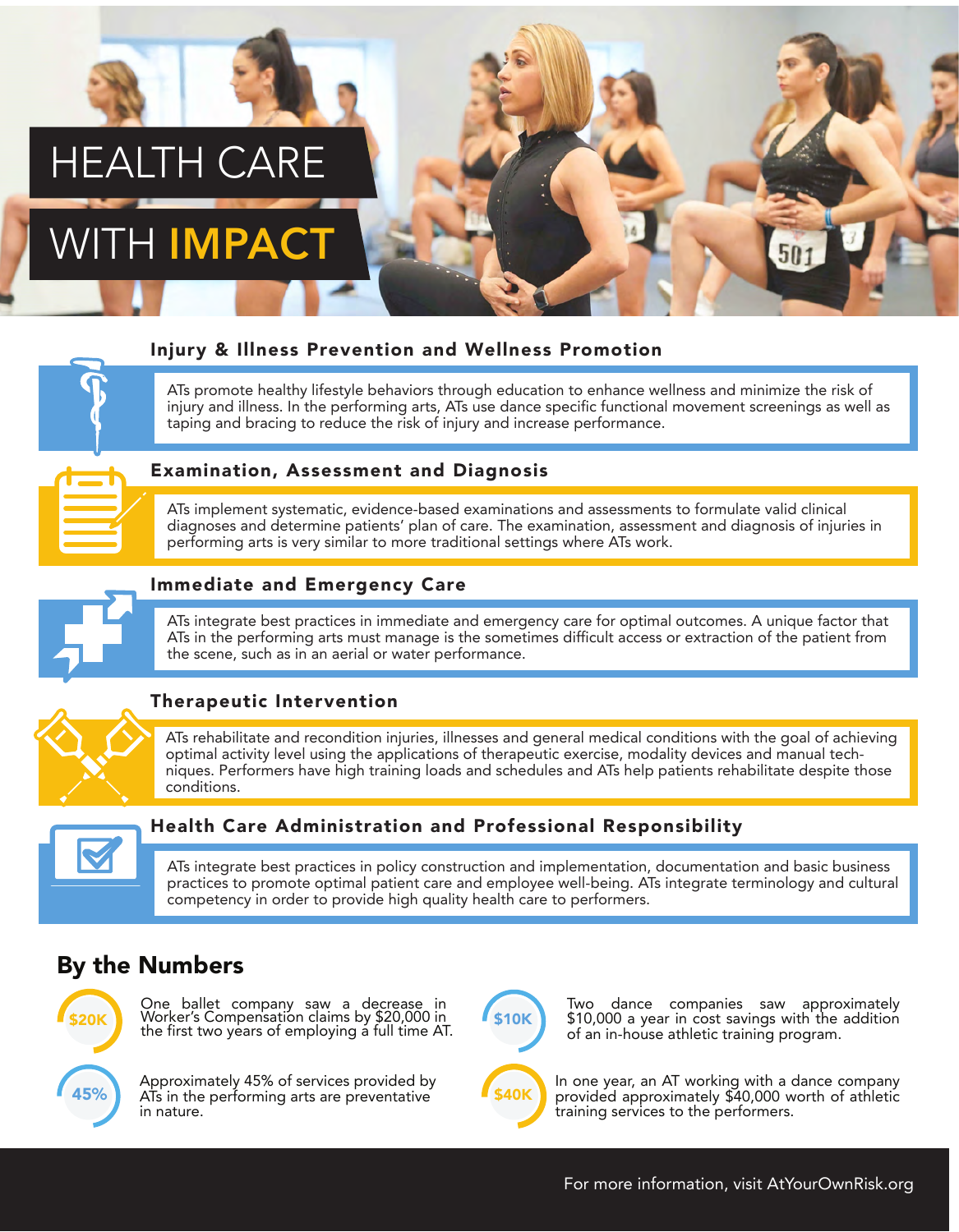# HEALTH CARE WITH IMPACT

### Injury & Illness Prevention and Wellness Promotion

ATs promote healthy lifestyle behaviors through education to enhance wellness and minimize the risk of injury and illness. In the performing arts, ATs use dance specific functional movement screenings as well as taping and bracing to reduce the risk of injury and increase performance.

### Examination, Assessment and Diagnosis

ATs implement systematic, evidence-based examinations and assessments to formulate valid clinical diagnoses and determine patients' plan of care. The examination, assessment and diagnosis of injuries in performing arts is very similar to more traditional settings where ATs work.

### Immediate and Emergency Care

ATs integrate best practices in immediate and emergency care for optimal outcomes. A unique factor that ATs in the performing arts must manage is the sometimes difficult access or extraction of the patient from the scene, such as in an aerial or water performance.

### Therapeutic Intervention

ATs rehabilitate and recondition injuries, illnesses and general medical conditions with the goal of achieving optimal activity level using the applications of therapeutic exercise, modality devices and manual techniques. Performers have high training loads and schedules and ATs help patients rehabilitate despite those conditions.

### Health Care Administration and Professional Responsibility

ATs integrate best practices in policy construction and implementation, documentation and basic business practices to promote optimal patient care and employee well-being. ATs integrate terminology and cultural competency in order to provide high quality health care to performers.

## By the Numbers

**$20K** — One ballet company saw a decrease in Worker's Compensation claims by $20,000 in the first two years of employing a full time AT.

**45%** — Approximately 45% of services provided by ATs in the performing arts are preventative in nature.

**$10K** — Two dance companies saw approximately $10,000 a year in cost savings with the addition of an in-house athletic training program.

**$40K** — In one year, an AT working with a dance company provided approximately $40,000 worth of athletic training services to the performers.

For more information, visit AtYourOwnRisk.org